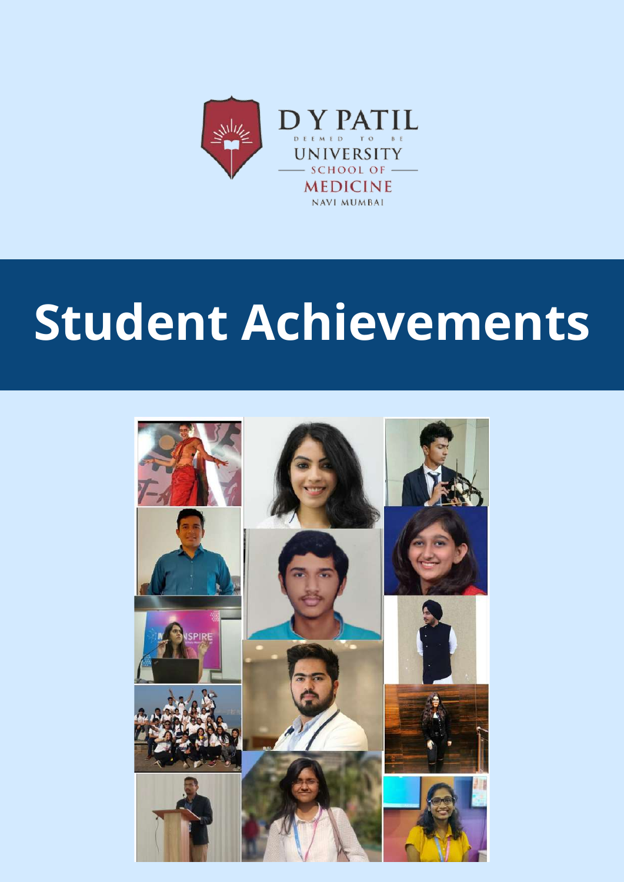D Y PATIL
DEEMED TO BE
UNIVERSITY
SCHOOL OF
MEDICINE
NAVI MUMBAI

# Student Achievements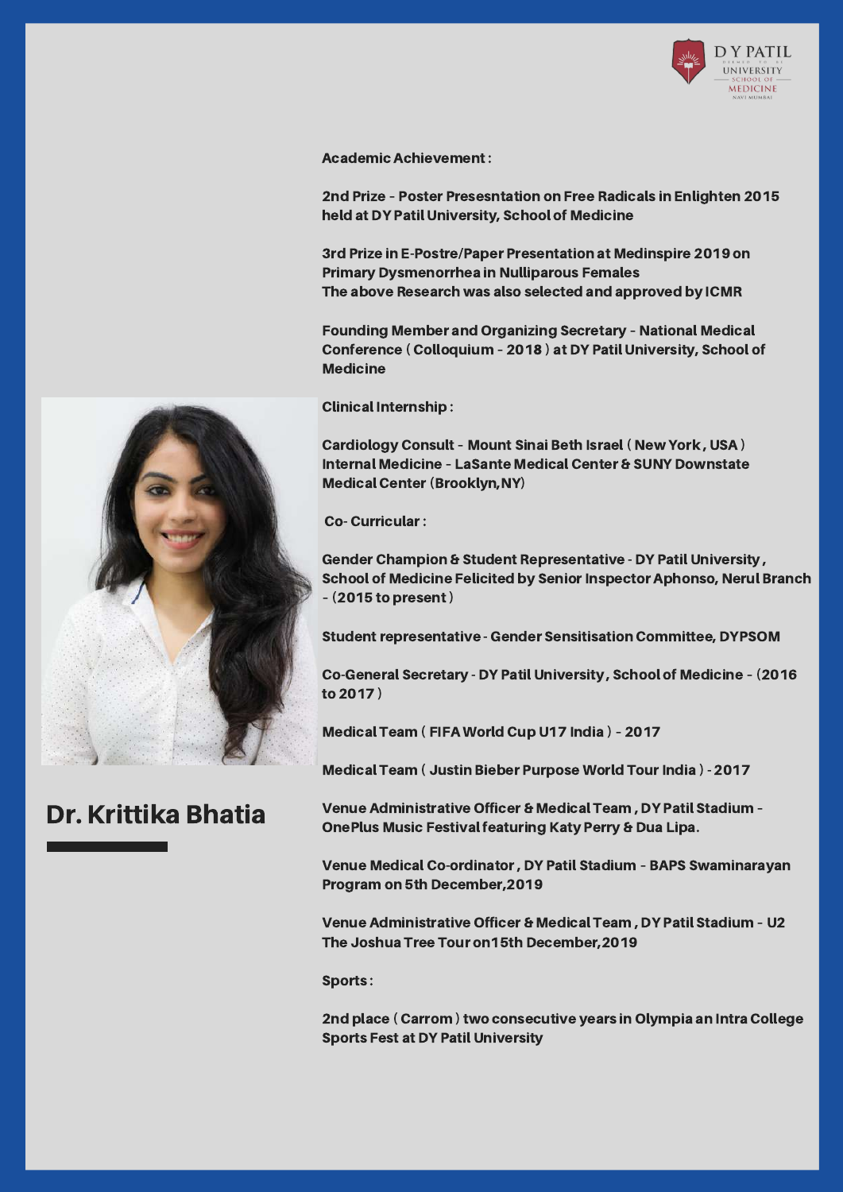# Dr. Krittika Bhatia

**Academic Achievement :**

2nd Prize - Poster Presesntation on Free Radicals in Enlighten 2015 held at DY Patil University, School of Medicine

3rd Prize in E-Postre/Paper Presentation at Medinspire 2019 on Primary Dysmenorrhea in Nulliparous Females
The above Research was also selected and approved by ICMR

Founding Member and Organizing Secretary - National Medical Conference ( Colloquium - 2018 ) at DY Patil University, School of Medicine

**Clinical Internship :**

Cardiology Consult - Mount Sinai Beth Israel ( New York , USA )
Internal Medicine - LaSante Medical Center & SUNY Downstate Medical Center (Brooklyn,NY)

**Co- Curricular :**

Gender Champion & Student Representative - DY Patil University , School of Medicine Felicited by Senior Inspector Aphonso, Nerul Branch - (2015 to present )

Student representative - Gender Sensitisation Committee, DYPSOM

Co-General Secretary - DY Patil University , School of Medicine - (2016 to 2017 )

Medical Team ( FIFA World Cup U17 India ) - 2017

Medical Team ( Justin Bieber Purpose World Tour India ) - 2017

Venue Administrative Officer & Medical Team , DY Patil Stadium - OnePlus Music Festival featuring Katy Perry & Dua Lipa.

Venue Medical Co-ordinator , DY Patil Stadium - BAPS Swaminarayan Program on 5th December,2019

Venue Administrative Officer & Medical Team , DY Patil Stadium - U2 The Joshua Tree Tour on15th December,2019

**Sports :**

2nd place ( Carrom ) two consecutive years in Olympia an Intra College Sports Fest at DY Patil University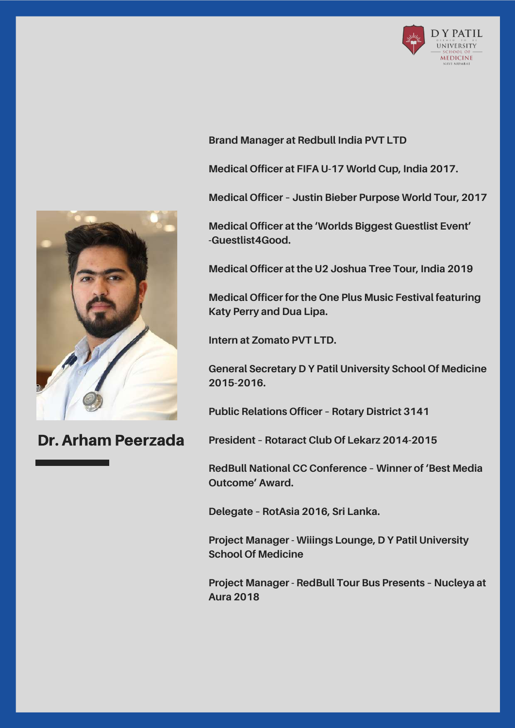## Dr. Arham Peerzada

**Brand Manager at Redbull India PVT LTD**

**Medical Officer at FIFA U-17 World Cup, India 2017.**

**Medical Officer – Justin Bieber Purpose World Tour, 2017**

**Medical Officer at the 'Worlds Biggest Guestlist Event' -Guestlist4Good.**

**Medical Officer at the U2 Joshua Tree Tour, India 2019**

**Medical Officer for the One Plus Music Festival featuring Katy Perry and Dua Lipa.**

**Intern at Zomato PVT LTD.**

**General Secretary D Y Patil University School Of Medicine 2015-2016.**

**Public Relations Officer – Rotary District 3141**

**President – Rotaract Club Of Lekarz 2014-2015**

**RedBull National CC Conference – Winner of 'Best Media Outcome' Award.**

**Delegate – RotAsia 2016, Sri Lanka.**

**Project Manager - Wiiings Lounge, D Y Patil University School Of Medicine**

**Project Manager - RedBull Tour Bus Presents – Nucleya at Aura 2018**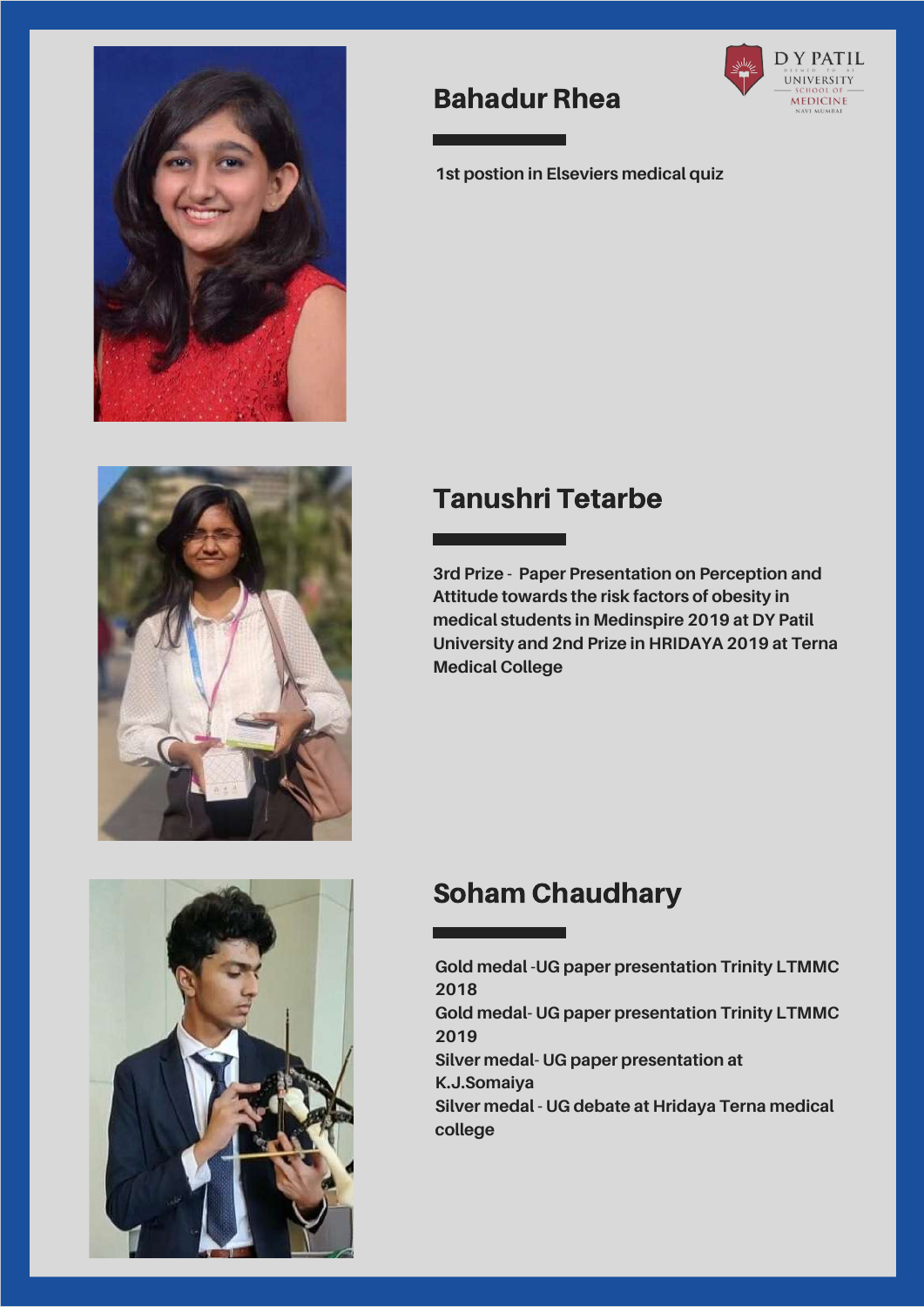## Bahadur Rhea

1st postion in Elseviers medical quiz

## Tanushri Tetarbe

3rd Prize - Paper Presentation on Perception and Attitude towards the risk factors of obesity in medical students in Medinspire 2019 at DY Patil University and 2nd Prize in HRIDAYA 2019 at Terna Medical College

## Soham Chaudhary

Gold medal -UG paper presentation Trinity LTMMC 2018

Gold medal- UG paper presentation Trinity LTMMC 2019

Silver medal- UG paper presentation at K.J.Somaiya

Silver medal - UG debate at Hridaya Terna medical college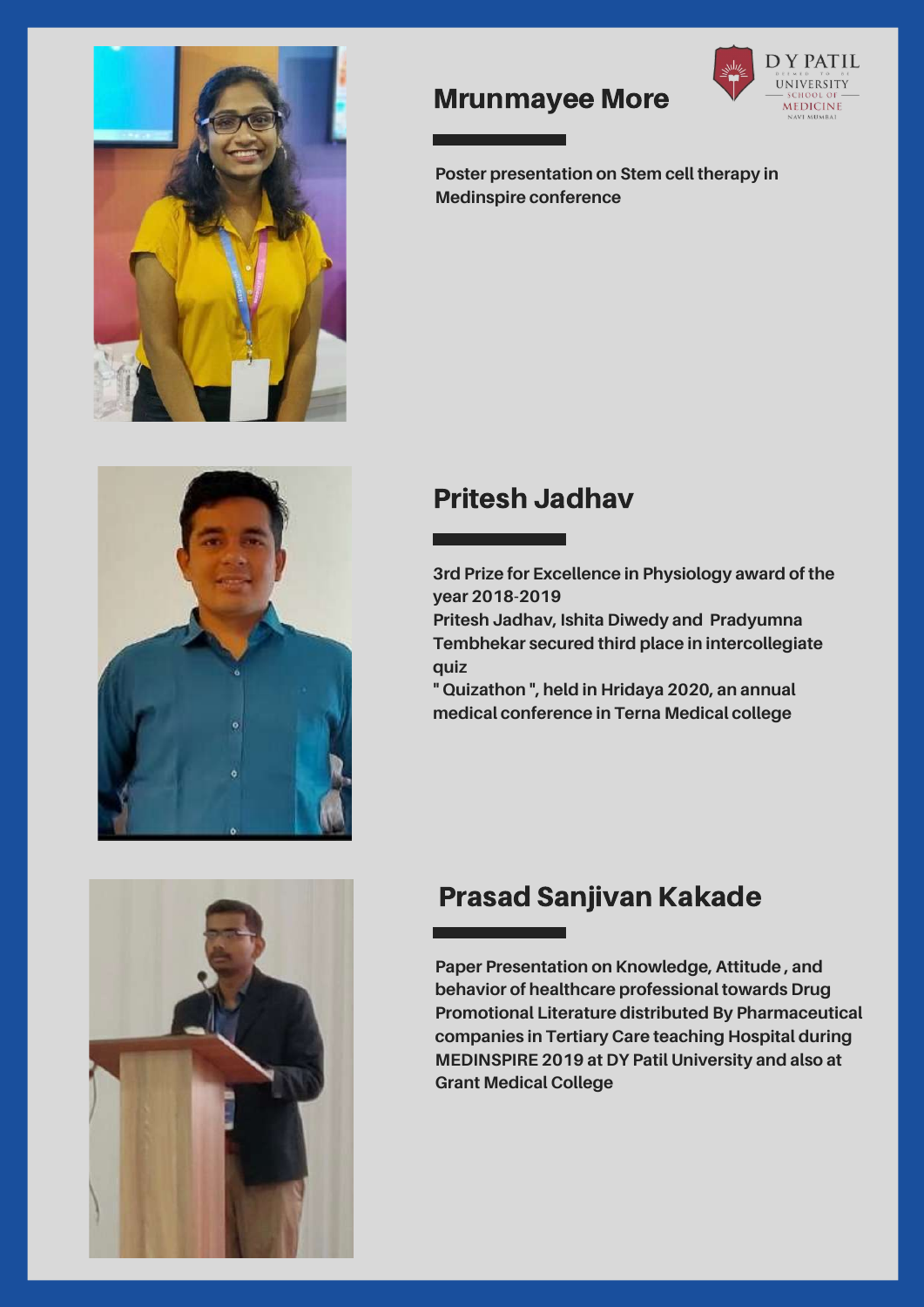## Mrunmayee More

Poster presentation on Stem cell therapy in Medinspire conference

## Pritesh Jadhav

3rd Prize for Excellence in Physiology award of the year 2018-2019

Pritesh Jadhav, Ishita Diwedy and Pradyumna Tembhekar secured third place in intercollegiate quiz " Quizathon ", held in Hridaya 2020, an annual medical conference in Terna Medical college

## Prasad Sanjivan Kakade

Paper Presentation on Knowledge, Attitude , and behavior of healthcare professional towards Drug Promotional Literature distributed By Pharmaceutical companies in Tertiary Care teaching Hospital during MEDINSPIRE 2019 at DY Patil University and also at Grant Medical College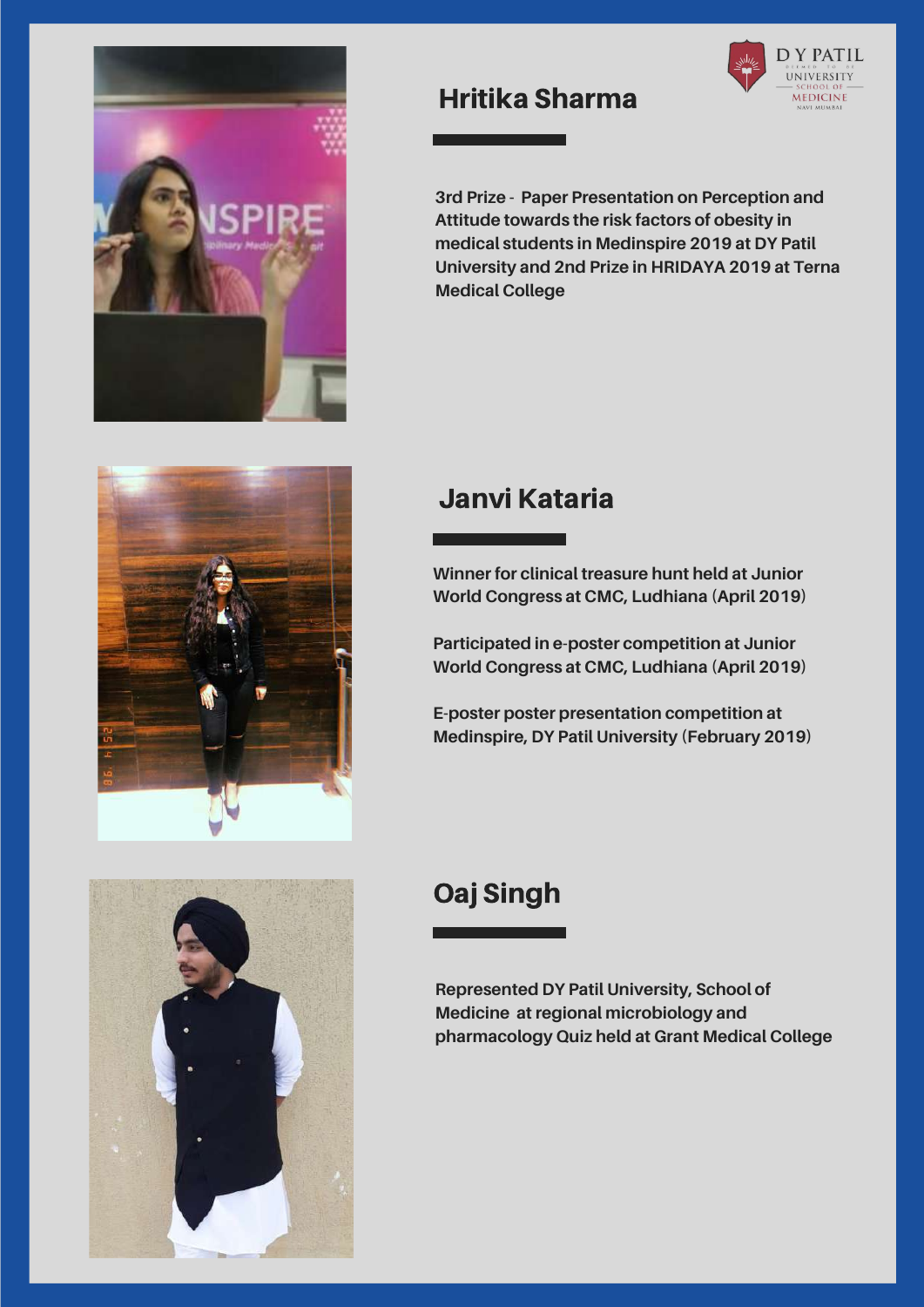## Hritika Sharma

**3rd Prize - Paper Presentation on Perception and Attitude towards the risk factors of obesity in medical students in Medinspire 2019 at DY Patil University and 2nd Prize in HRIDAYA 2019 at Terna Medical College**

## Janvi Kataria

**Winner for clinical treasure hunt held at Junior World Congress at CMC, Ludhiana (April 2019)**

**Participated in e-poster competition at Junior World Congress at CMC, Ludhiana (April 2019)**

**E-poster poster presentation competition at Medinspire, DY Patil University (February 2019)**

## Oaj Singh

**Represented DY Patil University, School of Medicine at regional microbiology and pharmacology Quiz held at Grant Medical College**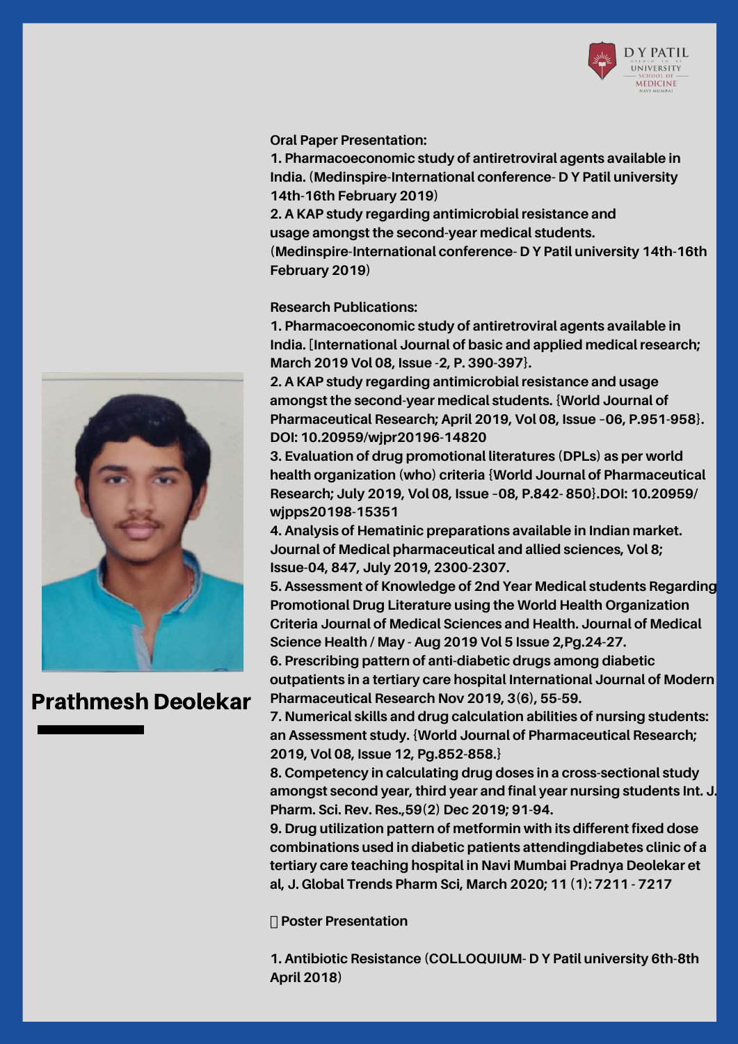## Prathmesh Deolekar

**Oral Paper Presentation:**

1. Pharmacoeconomic study of antiretroviral agents available in India. (Medinspire-International conference- D Y Patil university 14th-16th February 2019)
2. A KAP study regarding antimicrobial resistance and usage amongst the second-year medical students. (Medinspire-International conference- D Y Patil university 14th-16th February 2019)

**Research Publications:**

1. Pharmacoeconomic study of antiretroviral agents available in India. [International Journal of basic and applied medical research; March 2019 Vol 08, Issue -2, P. 390-397}.
2. A KAP study regarding antimicrobial resistance and usage amongst the second-year medical students. {World Journal of Pharmaceutical Research; April 2019, Vol 08, Issue –06, P.951-958}. DOI: 10.20959/wjpr20196-14820
3. Evaluation of drug promotional literatures (DPLs) as per world health organization (who) criteria {World Journal of Pharmaceutical Research; July 2019, Vol 08, Issue –08, P.842- 850}.DOI: 10.20959/ wjpps20198-15351
4. Analysis of Hematinic preparations available in Indian market. Journal of Medical pharmaceutical and allied sciences, Vol 8; Issue-04, 847, July 2019, 2300-2307.
5. Assessment of Knowledge of 2nd Year Medical students Regarding Promotional Drug Literature using the World Health Organization Criteria Journal of Medical Sciences and Health. Journal of Medical Science Health / May - Aug 2019 Vol 5 Issue 2,Pg.24-27.
6. Prescribing pattern of anti-diabetic drugs among diabetic outpatients in a tertiary care hospital International Journal of Modern Pharmaceutical Research Nov 2019, 3(6), 55-59.
7. Numerical skills and drug calculation abilities of nursing students: an Assessment study. {World Journal of Pharmaceutical Research; 2019, Vol 08, Issue 12, Pg.852-858.}
8. Competency in calculating drug doses in a cross-sectional study amongst second year, third year and final year nursing students Int. J. Pharm. Sci. Rev. Res.,59(2) Dec 2019; 91-94.
9. Drug utilization pattern of metformin with its different fixed dose combinations used in diabetic patients attendingdiabetes clinic of a tertiary care teaching hospital in Navi Mumbai Pradnya Deolekar et al, J. Global Trends Pharm Sci, March 2020; 11 (1): 7211 - 7217

**Poster Presentation**

1. Antibiotic Resistance (COLLOQUIUM- D Y Patil university 6th-8th April 2018)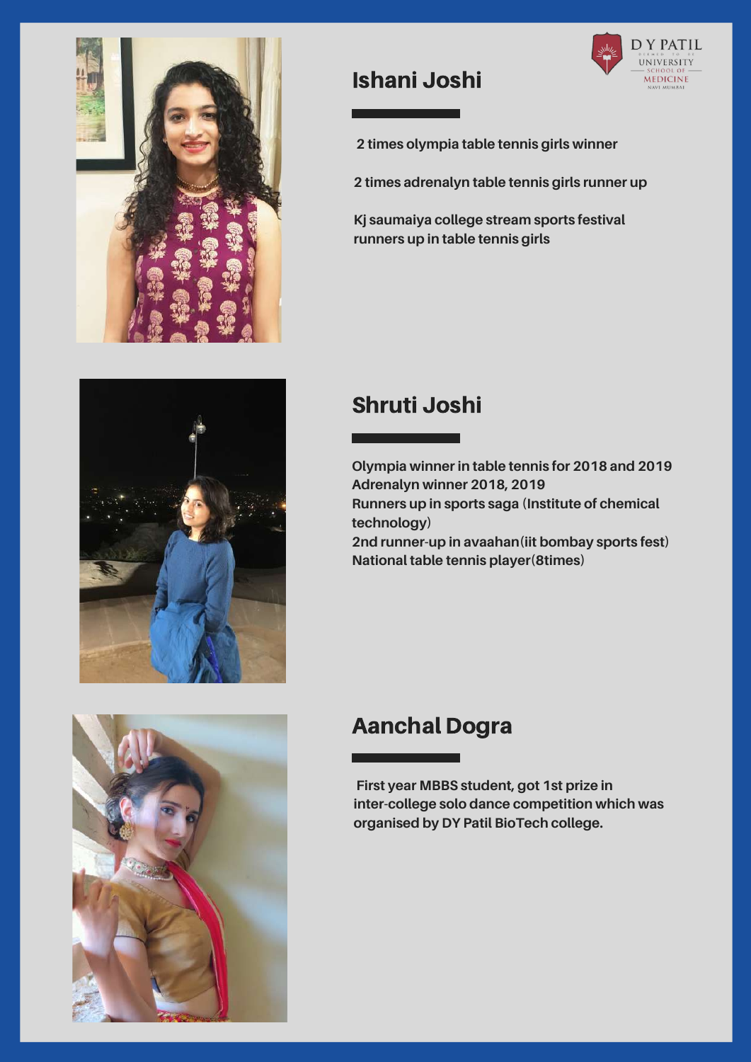## Ishani Joshi

2 times olympia table tennis girls winner

2 times adrenalyn table tennis girls runner up

Kj saumaiya college stream sports festival runners up in table tennis girls

## Shruti Joshi

Olympia winner in table tennis for 2018 and 2019
Adrenalyn winner 2018, 2019
Runners up in sports saga (Institute of chemical technology)
2nd runner-up in avaahan(iit bombay sports fest)
National table tennis player(8times)

## Aanchal Dogra

First year MBBS student, got 1st prize in inter-college solo dance competition which was organised by DY Patil BioTech college.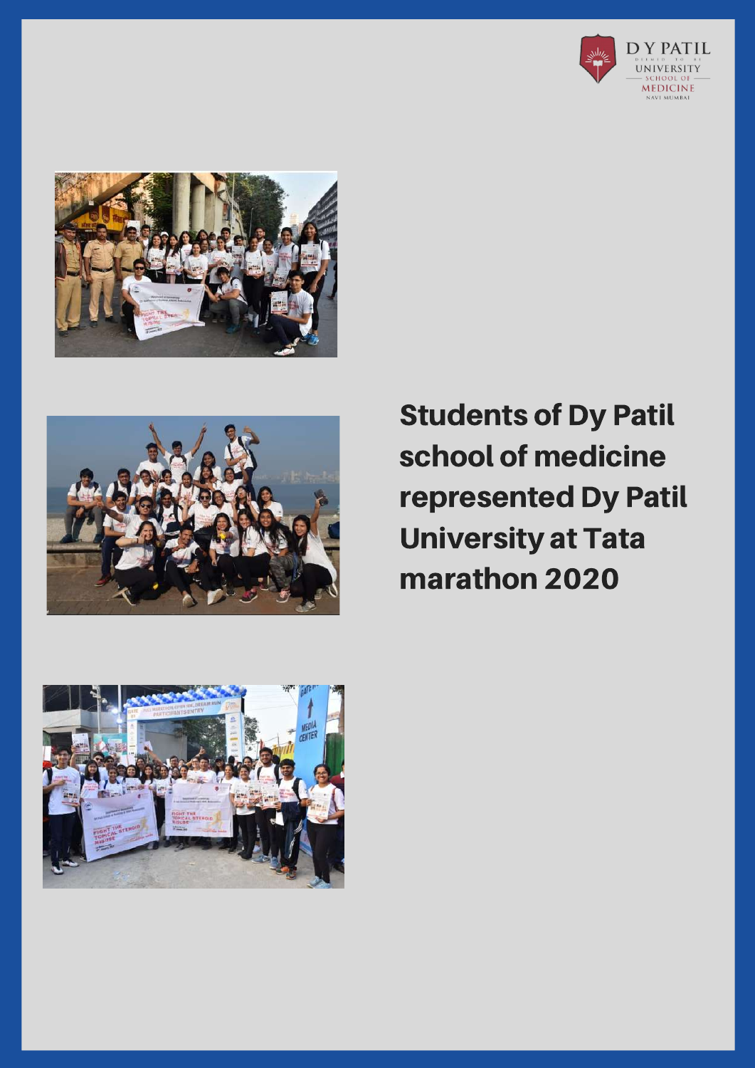Students of Dy Patil school of medicine represented Dy Patil University at Tata marathon 2020